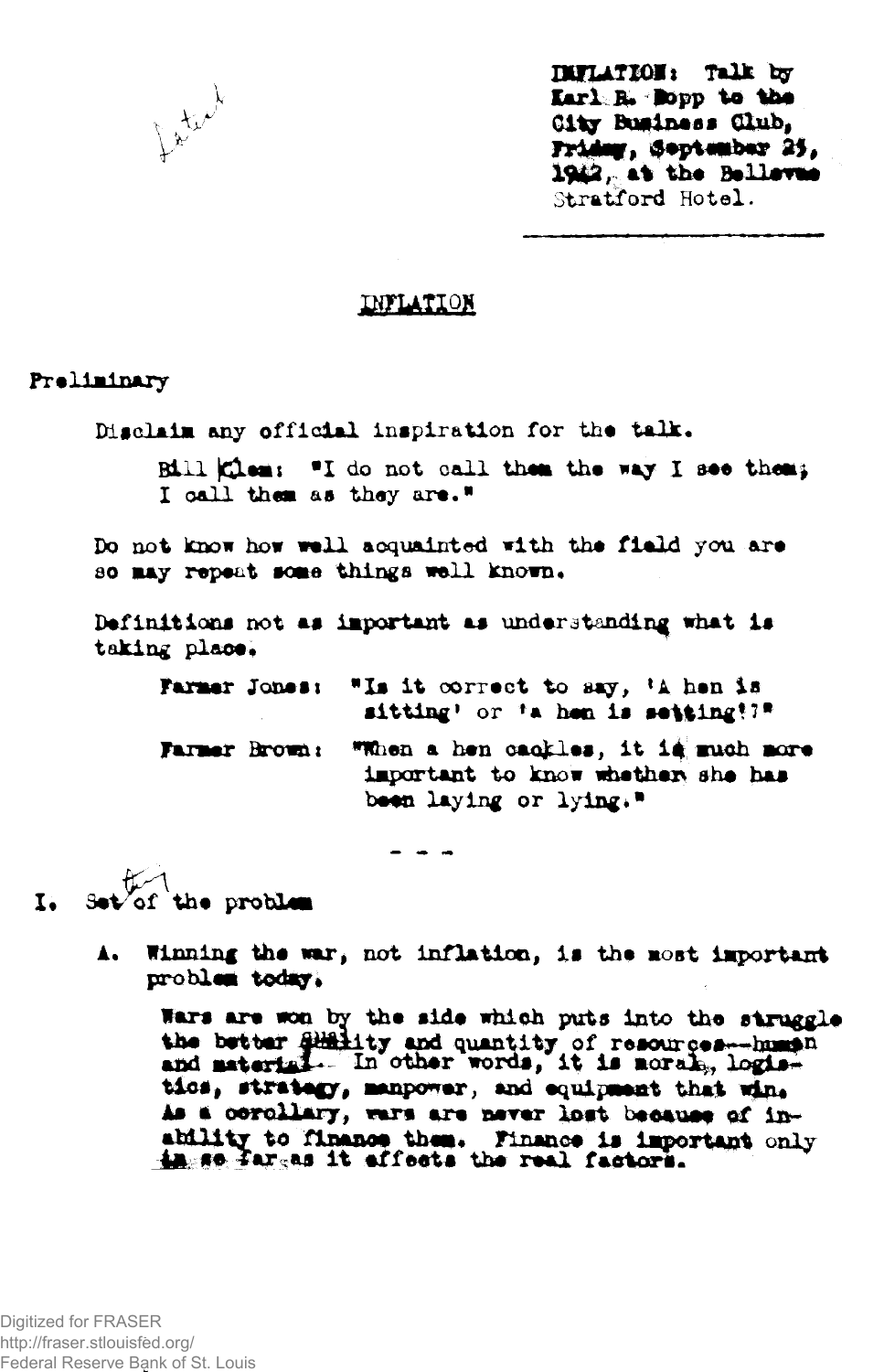Dated

INFLATION: Talk by Karl R. Bopp to the City Business Club, Friday, September 25, 1942, at the Bellevue Stratford Hotel.

---

# INFLATION

## Preliminary

Disclaim any official inspiration for the talk.

> Bill Klem: "I do not call them the way I see them; I call them as they are."

Do not know how well acquainted with the field you are so may repeat some things well known.

Definitions not as important as understanding what is taking place.

> Farmer Jones: "Is it correct to say, 'A hen is sitting' or 'a hen is setting'?"
>
> Farmer Brown: "When a hen cackles, it is much more important to know whether she has been laying or lying."

- - -

## I. Set of the problem

A. Winning the war, not inflation, is the most important problem today.

Wars are won by the side which puts into the struggle the better quality and quantity of resources—human and material. In other words, it is morale, logistics, strategy, manpower, and equipment that win. As a corollary, wars are never lost because of inability to finance them. Finance is important only in so far as it affects the real factors.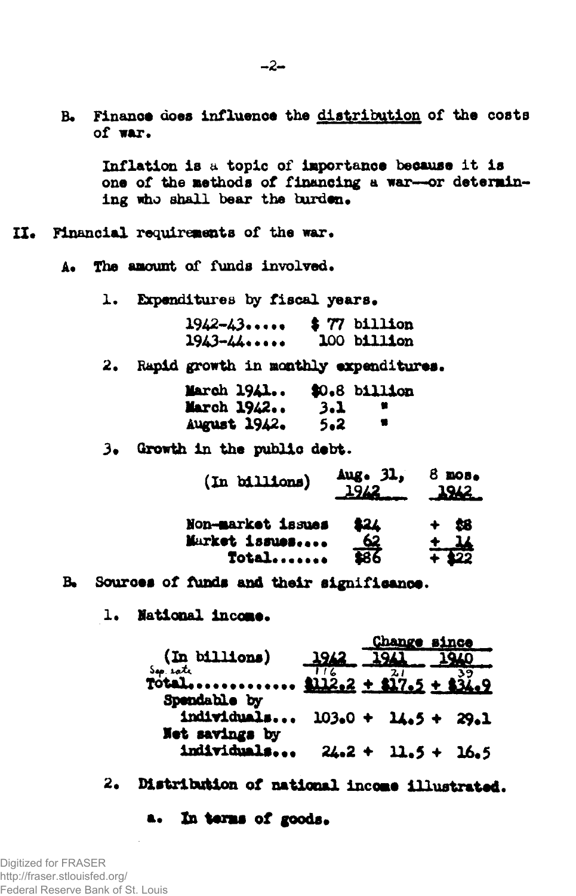B. Finance does influence the distribution of the costs of war.

Inflation is a topic of importance because it is one of the methods of financing a war—or determining who shall bear the burden.

II. Financial requirements of the war.

A. The amount of funds involved.

1. Expenditures by fiscal years.

| | |
|---|---|
| 1942-43..... | $ 77 billion |
| 1943-44..... | 100 billion |

2. Rapid growth in monthly expenditures.

| | |
|---|---|
| March 1941.. | $0.8 billion |
| March 1942.. | 3.1 " |
| August 1942. | 5.2 " |

3. Growth in the public debt.

| (In billions) | Aug. 31, 1942 | 8 mos. 1942 |
|---|---|---|
| Non-market issues | $24 | + $8 |
| Market issues.... | 62 | + 14 |
| Total....... | $86 | + $22 |

B. Sources of funds and their significance.

1. National income.

| (In billions) | 1942 | Change since 1941 | 1940 |
|---|---|---|---|
| | *Sep. rate* 116 | 21 | 39 |
| Total............. | $112.2 | + $17.5 | + $34.9 |
| Spendable by individuals... | 103.0 | + 14.5 | + 29.1 |
| Net savings by individuals... | 24.2 | + 11.5 | + 16.5 |

2. Distribution of national income illustrated.

a. In terms of goods.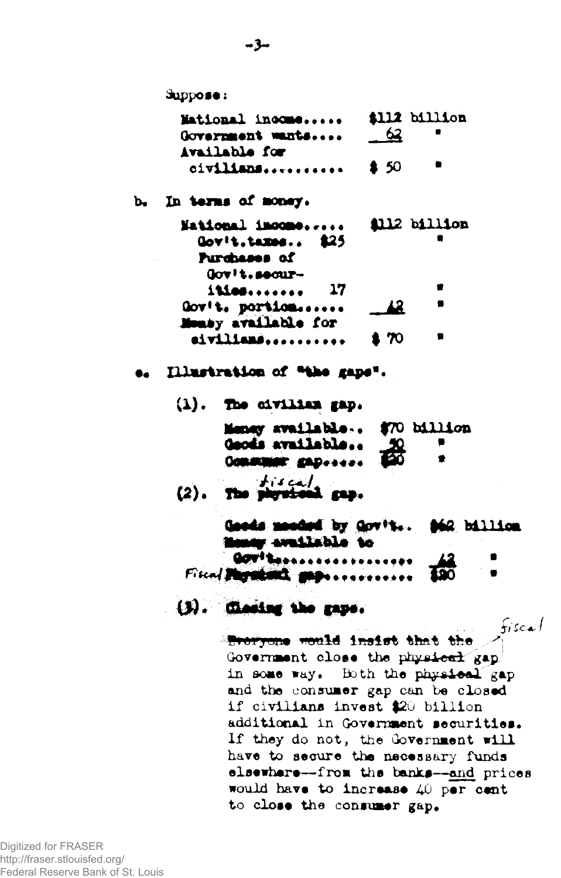Suppose:

| | |
|---|---|
| National income..... | $112 billion |
| Government wants.... | 62 " |
| Available for civilians.......... | $ 50 " |

b. In terms of money.

| | | |
|---|---|---|
| National income..... | | $112 billion |
| Gov't.taxes.. | $25 | " |
| Purchases of Gov't.securities........ | 17 | " |
| Gov't. portion...... | | 42 " |
| Money available for civilians.......... | | $ 70 " |

c. Illustration of "the gaps".

(1). The civilian gap.

| | |
|---|---|
| Money available.. | $70 billion |
| Goods available.. | 50 " |
| Consumer gap...... | $20 " |

(2). The ~~physical~~ fiscal gap.

| | |
|---|---|
| Goods needed by Gov't.. | $62 billion |
| Money available to Gov't................... | 42 " |
| Fiscal ~~Physical~~ gap........... | $20 " |

(3). Closing the gaps.

~~Everyone would insist that the~~ Government close the ~~physical~~ fiscal gap in some way. Both the ~~physical~~ gap and the consumer gap can be closed if civilians invest $20 billion additional in Government securities. If they do not, the Government will have to secure the necessary funds elsewhere—from the banks—and prices would have to increase 40 per cent to close the consumer gap.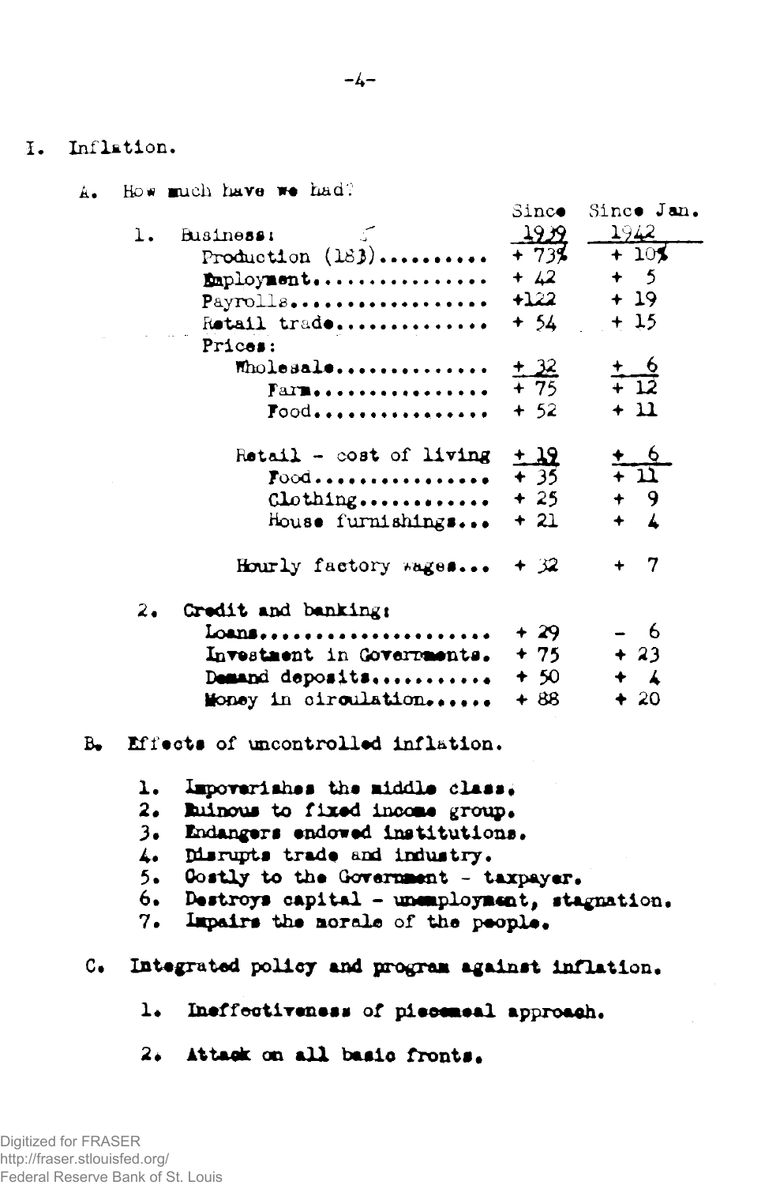# I. Inflation.

## A. How much have we had?

| | Since 1939 | Since Jan. 1942 |
|---|---|---|
| **1. Business:** | | |
| Production (FRB) | + 73% | + 10% |
| Employment | + 42 | + 5 |
| Payrolls | +122 | + 19 |
| Retail trade | + 54 | + 15 |
| Prices: | | |
| Wholesale | + 32 | + 6 |
| Farm | + 75 | + 12 |
| Food | + 52 | + 11 |
| Retail - cost of living | + 19 | + 6 |
| Food | + 35 | + 11 |
| Clothing | + 25 | + 9 |
| House furnishings | + 21 | + 4 |
| Hourly factory wages | + 32 | + 7 |
| **2. Credit and banking:** | | |
| Loans | + 29 | - 6 |
| Investment in Governments | + 75 | + 23 |
| Demand deposits | + 50 | + 4 |
| Money in circulation | + 88 | + 20 |

## B. Effects of uncontrolled inflation.

1. Impoverishes the middle class.
2. Ruinous to fixed income group.
3. Endangers endowed institutions.
4. Disrupts trade and industry.
5. Costly to the Government - taxpayer.
6. Destroys capital - unemployment, stagnation.
7. Impairs the morale of the people.

## C. Integrated policy and program against inflation.

1. Ineffectiveness of piecemeal approach.

2. Attack on all basic fronts.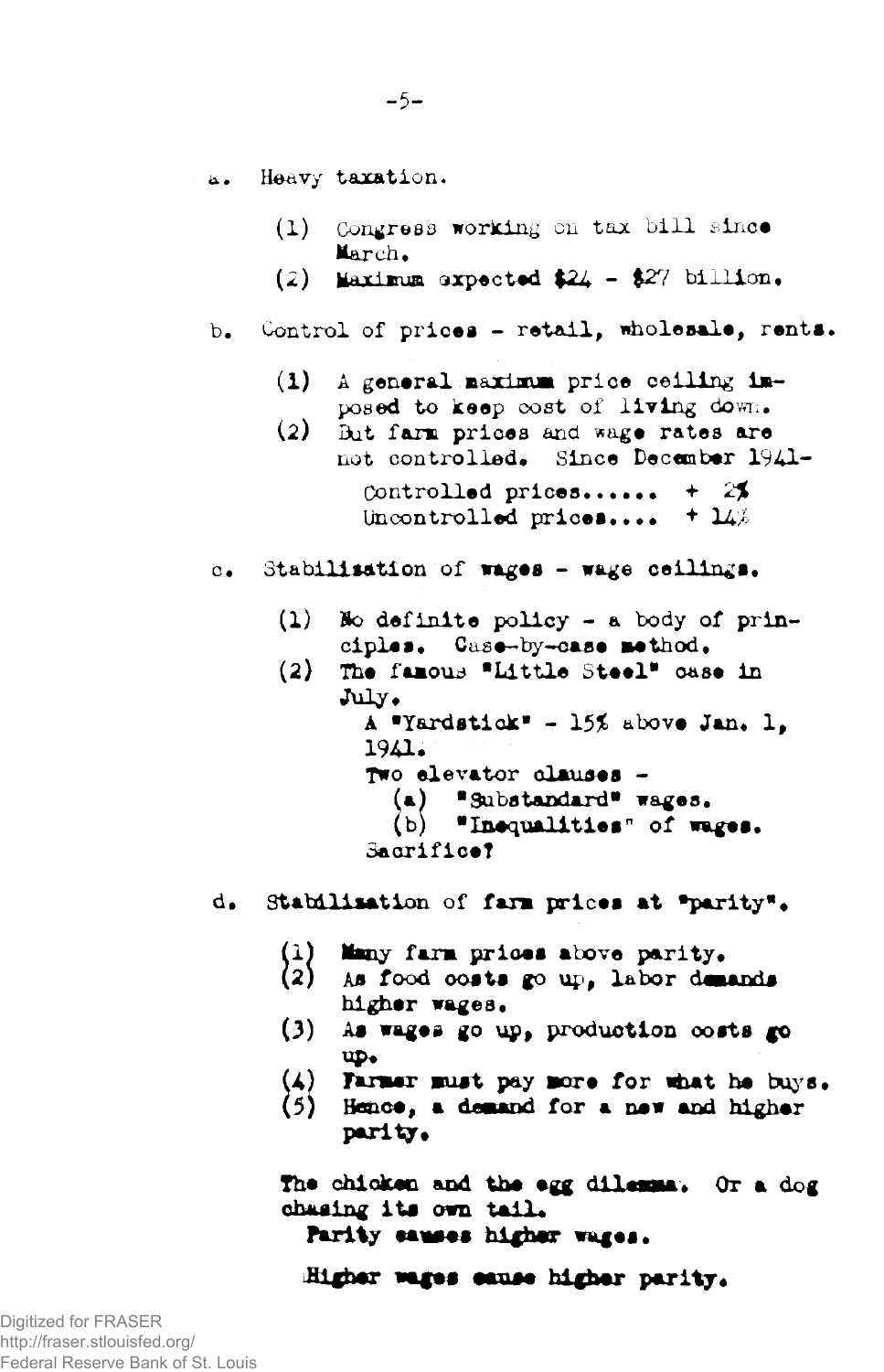a. Heavy taxation.

   (1) Congress working on tax bill since March.
   (2) Maximum expected $24 - $27 billion.

b. Control of prices - retail, wholesale, rents.

   (1) A general maximum price ceiling imposed to keep cost of living down.
   (2) But farm prices and wage rates are not controlled. Since December 1941-

       Controlled prices...... + 2%
       Uncontrolled prices.... + 14%

c. Stabilization of wages - wage ceilings.

   (1) No definite policy - a body of principles. Case-by-case method.
   (2) The famous "Little Steel" case in July.

       A "Yardstick" - 15% above Jan. 1, 1941.

       Two elevator clauses -

       (a) "Substandard" wages.
       (b) "Inequalities" of wages.

       Sacrifice?

d. Stabilization of farm prices at "parity".

   (1) Many farm prices above parity.
   (2) As food costs go up, labor demands higher wages.
   (3) As wages go up, production costs go up.
   (4) Farmer must pay more for what he buys.
   (5) Hence, a demand for a new and higher parity.

The chicken and the egg dilemma. Or a dog chasing its own tail.

Parity causes higher wages.

Higher wages cause higher parity.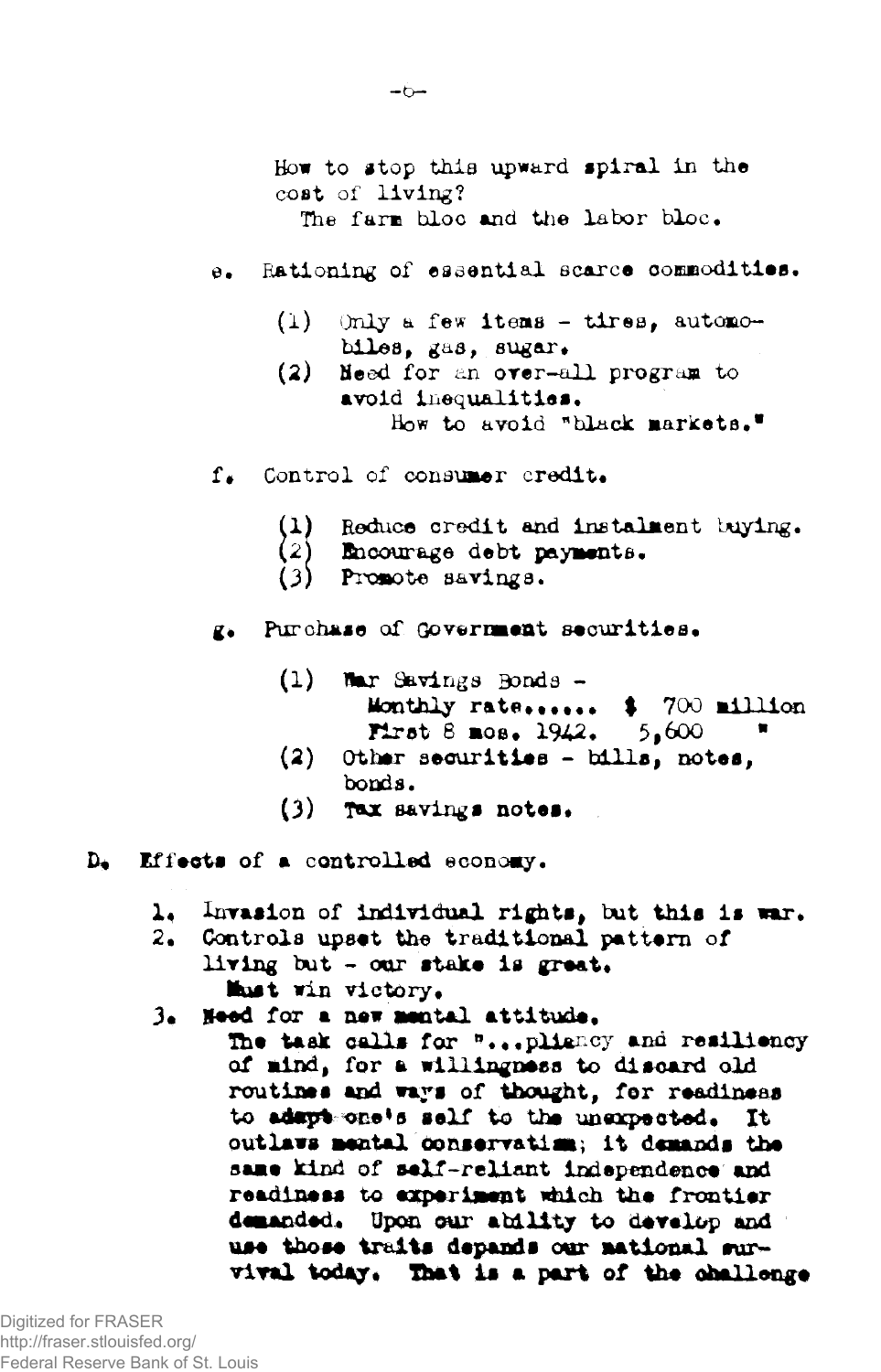How to stop this upward spiral in the cost of living?
The farm bloc and the labor bloc.

e. Rationing of essential scarce commodities.

   (1) Only a few items - tires, automobiles, gas, sugar.
   (2) Need for an over-all program to avoid inequalities.
       How to avoid "black markets."

f. Control of consumer credit.

   (1) Reduce credit and instalment buying.
   (2) Encourage debt payments.
   (3) Promote savings.

g. Purchase of Government securities.

   (1) War Savings Bonds -
       Monthly rate...... $ 700 million
       First 8 mos. 1942. 5,600 "
   (2) Other securities - bills, notes, bonds.
   (3) Tax savings notes.

D. Effects of a controlled economy.

1. Invasion of individual rights, but this is war.
2. Controls upset the traditional pattern of living but - our stake is great.
   Must win victory.
3. Need for a new mental attitude.
   The task calls for "...pliancy and resiliency of mind, for a willingness to discard old routines and ways of thought, for readiness to adapt one's self to the unexpected. It outlaws mental conservatism; it demands the same kind of self-reliant independence and readiness to experiment which the frontier demanded. Upon our ability to develop and use those traits depends our national survival today. That is a part of the challenge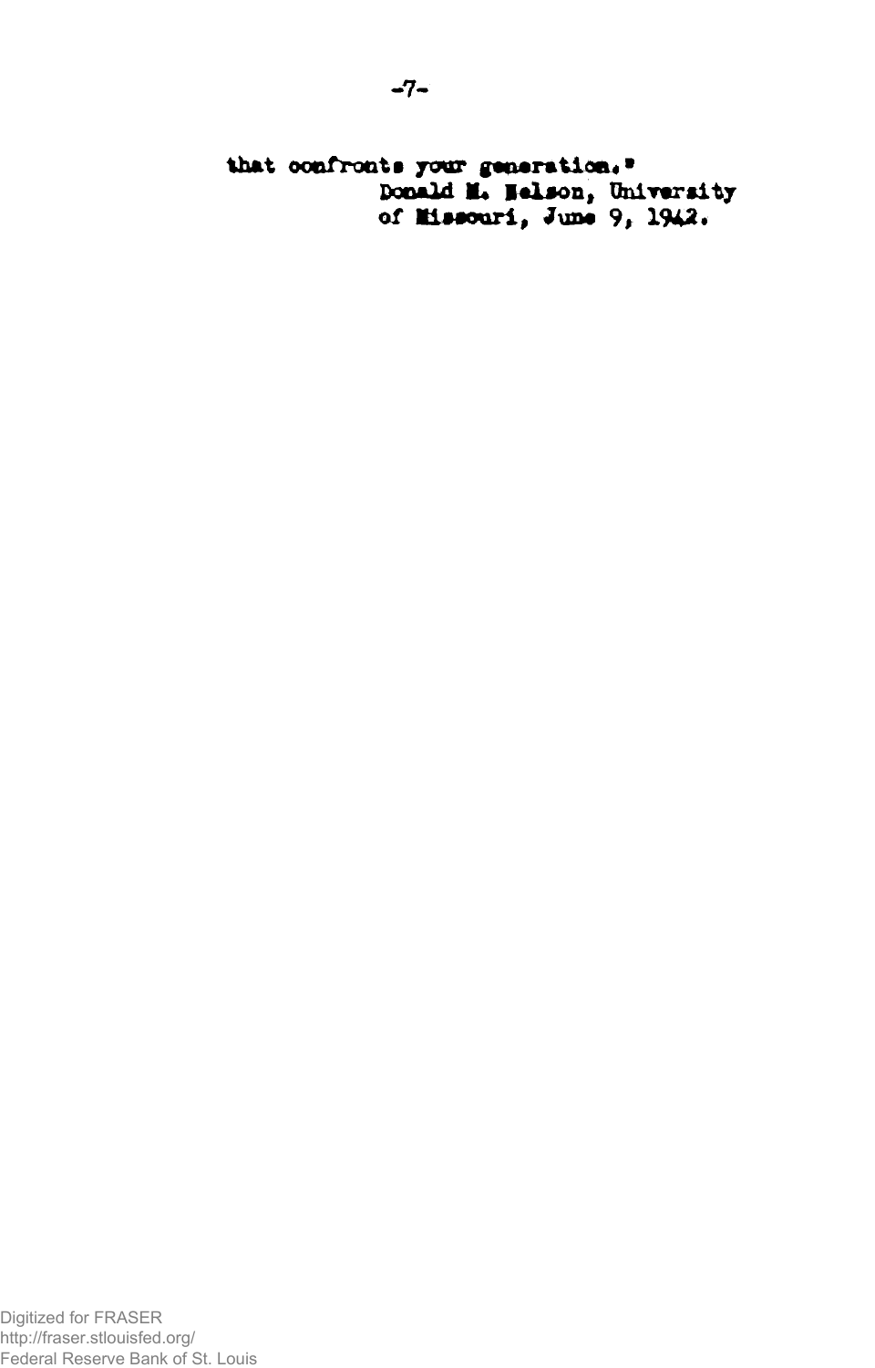that confronts your generation."

Donald M. Nelson, University of Missouri, June 9, 1942.